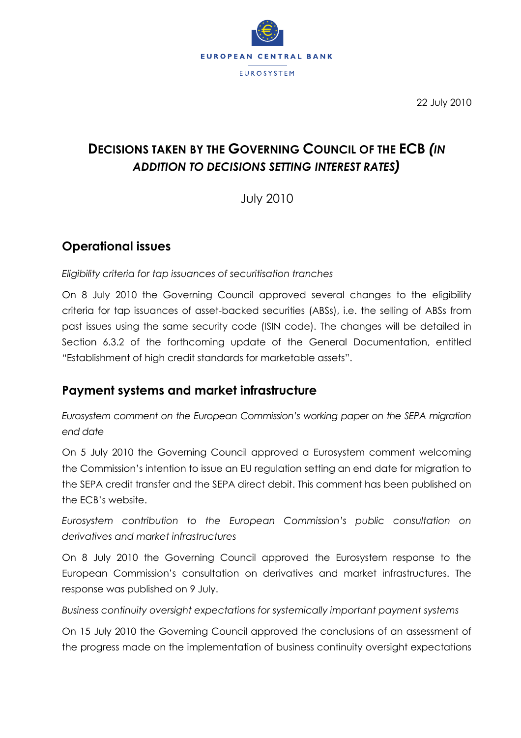EUROPEAN CENTRAL BANK

EUROSYSTEM

22 July 2010

# DECISIONS TAKEN BY THE GOVERNING COUNCIL OF THE ECB *(IN ADDITION TO DECISIONS SETTING INTEREST RATES)*

July 2010

## Operational issues

*Eligibility criteria for tap issuances of securitisation tranches*

On 8 July 2010 the Governing Council approved several changes to the eligibility criteria for tap issuances of asset-backed securities (ABSs), i.e. the selling of ABSs from past issues using the same security code (ISIN code). The changes will be detailed in Section 6.3.2 of the forthcoming update of the General Documentation, entitled "Establishment of high credit standards for marketable assets".

## Payment systems and market infrastructure

*Eurosystem comment on the European Commission's working paper on the SEPA migration end date*

On 5 July 2010 the Governing Council approved a Eurosystem comment welcoming the Commission's intention to issue an EU regulation setting an end date for migration to the SEPA credit transfer and the SEPA direct debit. This comment has been published on the ECB's website.

*Eurosystem contribution to the European Commission's public consultation on derivatives and market infrastructures*

On 8 July 2010 the Governing Council approved the Eurosystem response to the European Commission's consultation on derivatives and market infrastructures. The response was published on 9 July.

*Business continuity oversight expectations for systemically important payment systems*

On 15 July 2010 the Governing Council approved the conclusions of an assessment of the progress made on the implementation of business continuity oversight expectations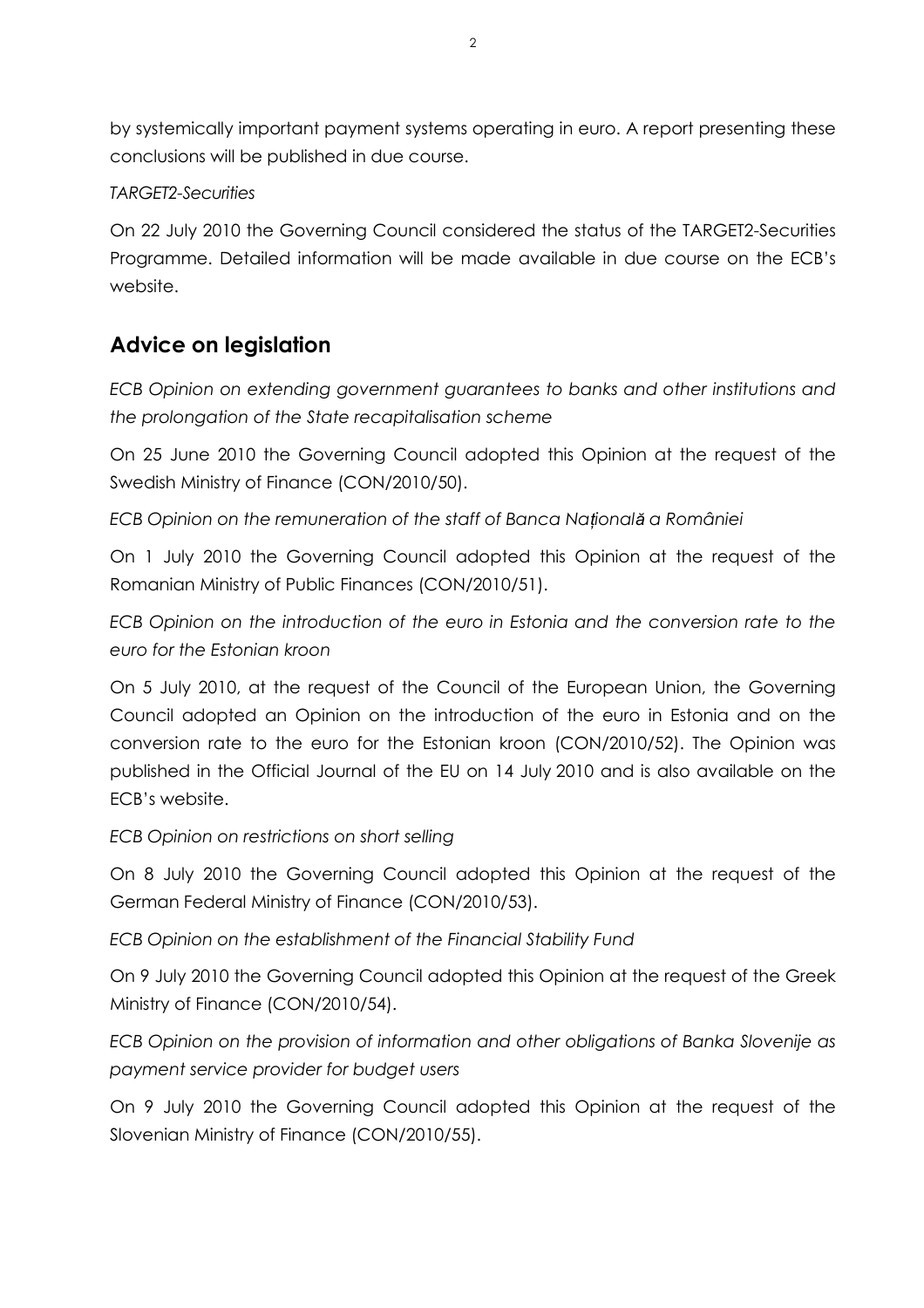by systemically important payment systems operating in euro. A report presenting these conclusions will be published in due course.

*TARGET2-Securities*

On 22 July 2010 the Governing Council considered the status of the TARGET2-Securities Programme. Detailed information will be made available in due course on the ECB's website.

## Advice on legislation

*ECB Opinion on extending government guarantees to banks and other institutions and the prolongation of the State recapitalisation scheme*

On 25 June 2010 the Governing Council adopted this Opinion at the request of the Swedish Ministry of Finance (CON/2010/50).

*ECB Opinion on the remuneration of the staff of Banca Națională a României*

On 1 July 2010 the Governing Council adopted this Opinion at the request of the Romanian Ministry of Public Finances (CON/2010/51).

*ECB Opinion on the introduction of the euro in Estonia and the conversion rate to the euro for the Estonian kroon*

On 5 July 2010, at the request of the Council of the European Union, the Governing Council adopted an Opinion on the introduction of the euro in Estonia and on the conversion rate to the euro for the Estonian kroon (CON/2010/52). The Opinion was published in the Official Journal of the EU on 14 July 2010 and is also available on the ECB's website.

*ECB Opinion on restrictions on short selling*

On 8 July 2010 the Governing Council adopted this Opinion at the request of the German Federal Ministry of Finance (CON/2010/53).

*ECB Opinion on the establishment of the Financial Stability Fund*

On 9 July 2010 the Governing Council adopted this Opinion at the request of the Greek Ministry of Finance (CON/2010/54).

*ECB Opinion on the provision of information and other obligations of Banka Slovenije as payment service provider for budget users*

On 9 July 2010 the Governing Council adopted this Opinion at the request of the Slovenian Ministry of Finance (CON/2010/55).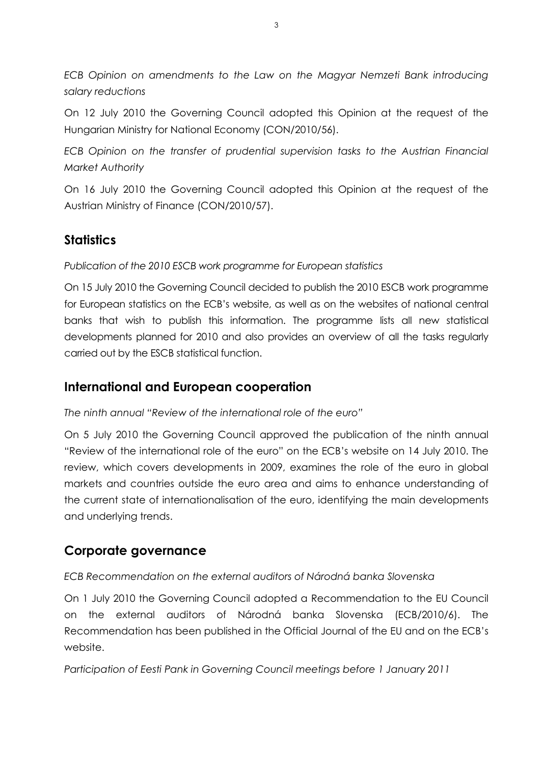*ECB Opinion on amendments to the Law on the Magyar Nemzeti Bank introducing salary reductions*

On 12 July 2010 the Governing Council adopted this Opinion at the request of the Hungarian Ministry for National Economy (CON/2010/56).

*ECB Opinion on the transfer of prudential supervision tasks to the Austrian Financial Market Authority*

On 16 July 2010 the Governing Council adopted this Opinion at the request of the Austrian Ministry of Finance (CON/2010/57).

## Statistics

*Publication of the 2010 ESCB work programme for European statistics*

On 15 July 2010 the Governing Council decided to publish the 2010 ESCB work programme for European statistics on the ECB's website, as well as on the websites of national central banks that wish to publish this information. The programme lists all new statistical developments planned for 2010 and also provides an overview of all the tasks regularly carried out by the ESCB statistical function.

## International and European cooperation

*The ninth annual "Review of the international role of the euro"*

On 5 July 2010 the Governing Council approved the publication of the ninth annual "Review of the international role of the euro" on the ECB's website on 14 July 2010. The review, which covers developments in 2009, examines the role of the euro in global markets and countries outside the euro area and aims to enhance understanding of the current state of internationalisation of the euro, identifying the main developments and underlying trends.

## Corporate governance

*ECB Recommendation on the external auditors of Národná banka Slovenska*

On 1 July 2010 the Governing Council adopted a Recommendation to the EU Council on the external auditors of Národná banka Slovenska (ECB/2010/6). The Recommendation has been published in the Official Journal of the EU and on the ECB's website.

*Participation of Eesti Pank in Governing Council meetings before 1 January 2011*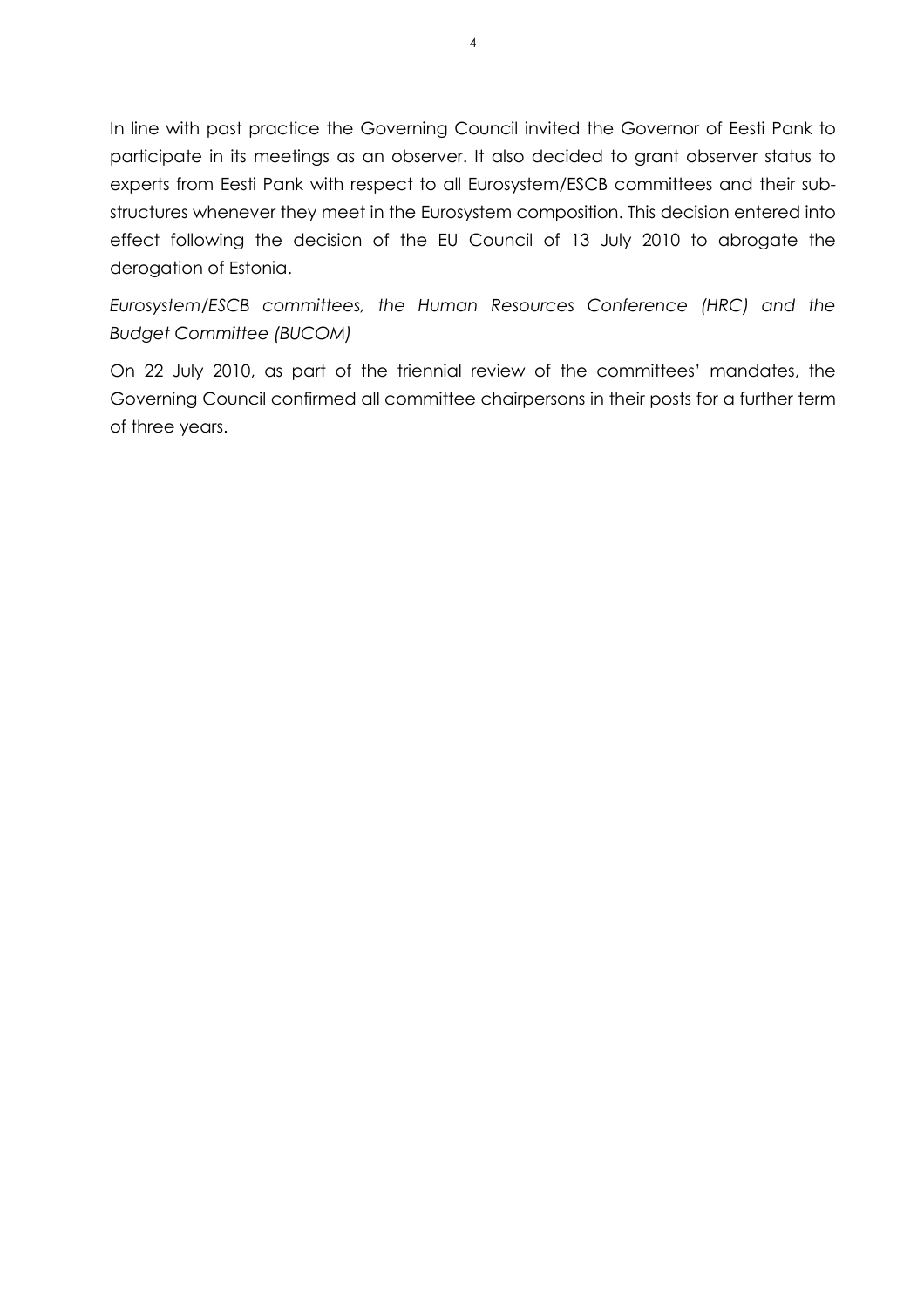In line with past practice the Governing Council invited the Governor of Eesti Pank to participate in its meetings as an observer. It also decided to grant observer status to experts from Eesti Pank with respect to all Eurosystem/ESCB committees and their sub-structures whenever they meet in the Eurosystem composition. This decision entered into effect following the decision of the EU Council of 13 July 2010 to abrogate the derogation of Estonia.

*Eurosystem/ESCB committees, the Human Resources Conference (HRC) and the Budget Committee (BUCOM)*

On 22 July 2010, as part of the triennial review of the committees' mandates, the Governing Council confirmed all committee chairpersons in their posts for a further term of three years.